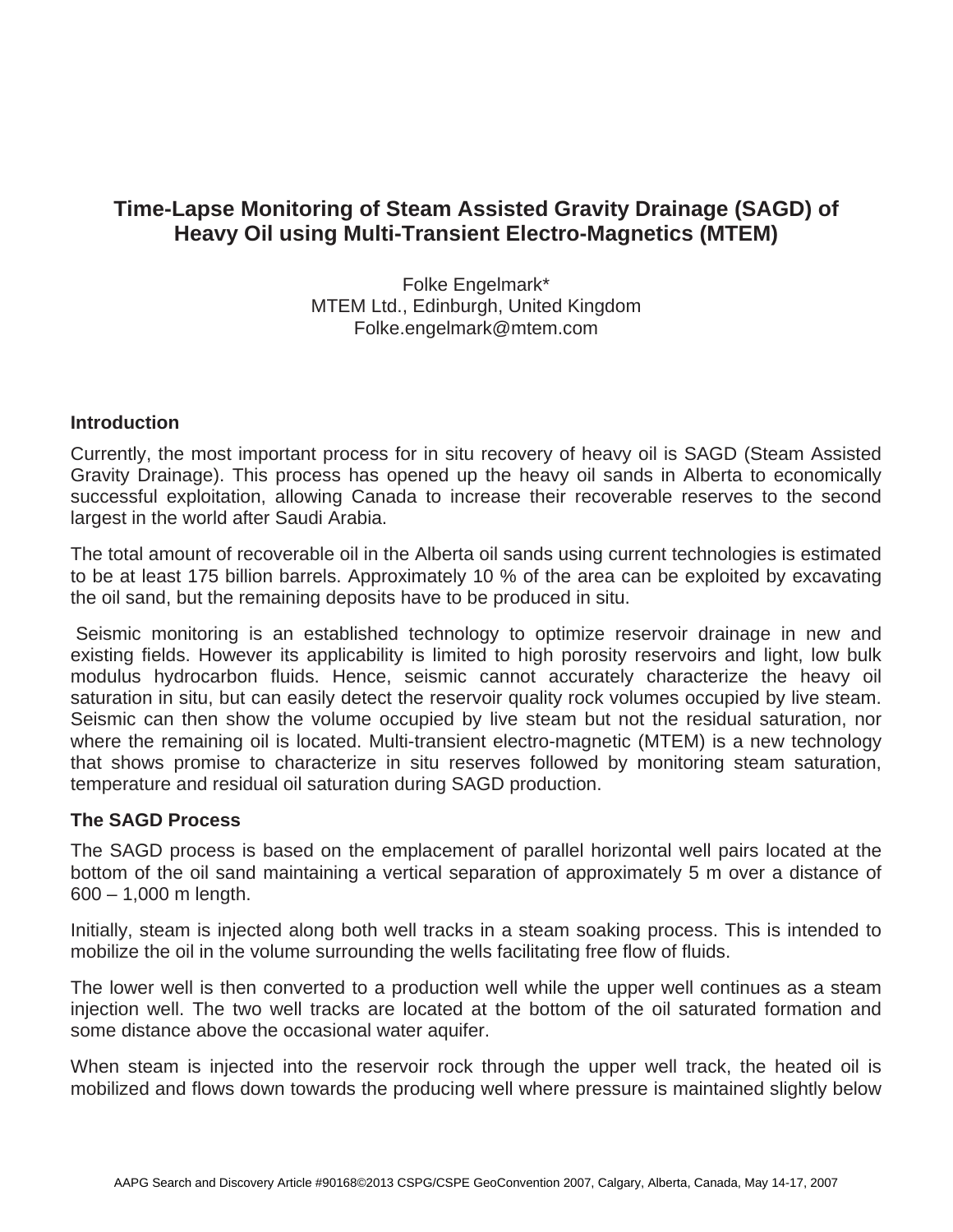# Time-Lapse Monitoring of Steam Assisted Gravity Drainage (SAGD) of Heavy Oil using Multi-Transient Electro-Magnetics (MTEM)

Folke Engelmark*
MTEM Ltd., Edinburgh, United Kingdom
Folke.engelmark@mtem.com

## Introduction

Currently, the most important process for in situ recovery of heavy oil is SAGD (Steam Assisted Gravity Drainage). This process has opened up the heavy oil sands in Alberta to economically successful exploitation, allowing Canada to increase their recoverable reserves to the second largest in the world after Saudi Arabia.

The total amount of recoverable oil in the Alberta oil sands using current technologies is estimated to be at least 175 billion barrels. Approximately 10 % of the area can be exploited by excavating the oil sand, but the remaining deposits have to be produced in situ.

Seismic monitoring is an established technology to optimize reservoir drainage in new and existing fields. However its applicability is limited to high porosity reservoirs and light, low bulk modulus hydrocarbon fluids. Hence, seismic cannot accurately characterize the heavy oil saturation in situ, but can easily detect the reservoir quality rock volumes occupied by live steam. Seismic can then show the volume occupied by live steam but not the residual saturation, nor where the remaining oil is located. Multi-transient electro-magnetic (MTEM) is a new technology that shows promise to characterize in situ reserves followed by monitoring steam saturation, temperature and residual oil saturation during SAGD production.

## The SAGD Process

The SAGD process is based on the emplacement of parallel horizontal well pairs located at the bottom of the oil sand maintaining a vertical separation of approximately 5 m over a distance of 600 – 1,000 m length.

Initially, steam is injected along both well tracks in a steam soaking process. This is intended to mobilize the oil in the volume surrounding the wells facilitating free flow of fluids.

The lower well is then converted to a production well while the upper well continues as a steam injection well. The two well tracks are located at the bottom of the oil saturated formation and some distance above the occasional water aquifer.

When steam is injected into the reservoir rock through the upper well track, the heated oil is mobilized and flows down towards the producing well where pressure is maintained slightly below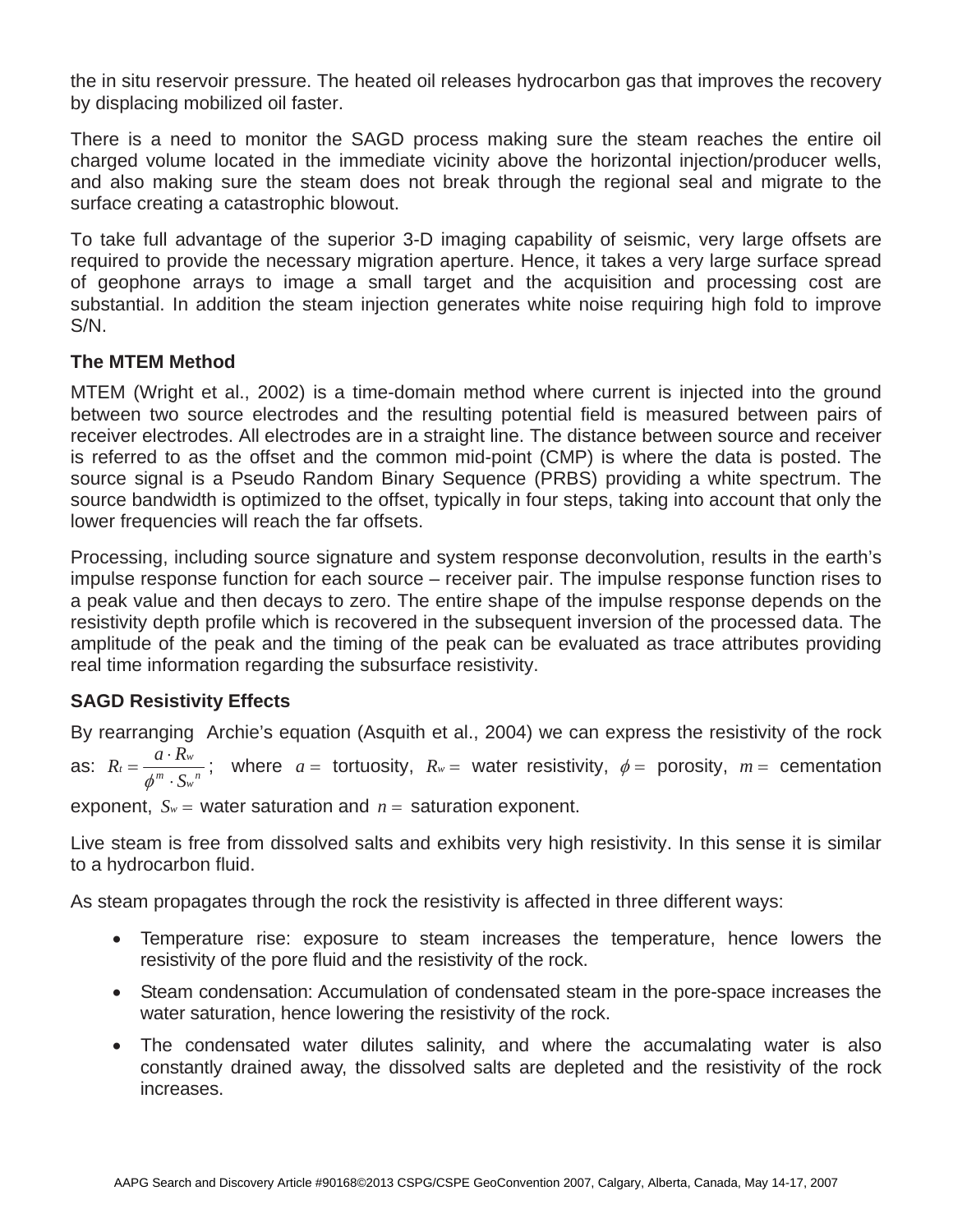the in situ reservoir pressure. The heated oil releases hydrocarbon gas that improves the recovery by displacing mobilized oil faster.

There is a need to monitor the SAGD process making sure the steam reaches the entire oil charged volume located in the immediate vicinity above the horizontal injection/producer wells, and also making sure the steam does not break through the regional seal and migrate to the surface creating a catastrophic blowout.

To take full advantage of the superior 3-D imaging capability of seismic, very large offsets are required to provide the necessary migration aperture. Hence, it takes a very large surface spread of geophone arrays to image a small target and the acquisition and processing cost are substantial. In addition the steam injection generates white noise requiring high fold to improve S/N.

### The MTEM Method

MTEM (Wright et al., 2002) is a time-domain method where current is injected into the ground between two source electrodes and the resulting potential field is measured between pairs of receiver electrodes. All electrodes are in a straight line. The distance between source and receiver is referred to as the offset and the common mid-point (CMP) is where the data is posted. The source signal is a Pseudo Random Binary Sequence (PRBS) providing a white spectrum. The source bandwidth is optimized to the offset, typically in four steps, taking into account that only the lower frequencies will reach the far offsets.

Processing, including source signature and system response deconvolution, results in the earth's impulse response function for each source – receiver pair. The impulse response function rises to a peak value and then decays to zero. The entire shape of the impulse response depends on the resistivity depth profile which is recovered in the subsequent inversion of the processed data. The amplitude of the peak and the timing of the peak can be evaluated as trace attributes providing real time information regarding the subsurface resistivity.

### SAGD Resistivity Effects

By rearranging Archie's equation (Asquith et al., 2004) we can express the resistivity of the rock as: $R_t = \dfrac{a \cdot R_w}{\phi^m \cdot S_w{}^n}$; where $a =$ tortuosity, $R_w =$ water resistivity, $\phi =$ porosity, $m =$ cementation exponent, $S_w =$ water saturation and $n =$ saturation exponent.

Live steam is free from dissolved salts and exhibits very high resistivity. In this sense it is similar to a hydrocarbon fluid.

As steam propagates through the rock the resistivity is affected in three different ways:

- Temperature rise: exposure to steam increases the temperature, hence lowers the resistivity of the pore fluid and the resistivity of the rock.
- Steam condensation: Accumulation of condensated steam in the pore-space increases the water saturation, hence lowering the resistivity of the rock.
- The condensated water dilutes salinity, and where the accumalating water is also constantly drained away, the dissolved salts are depleted and the resistivity of the rock increases.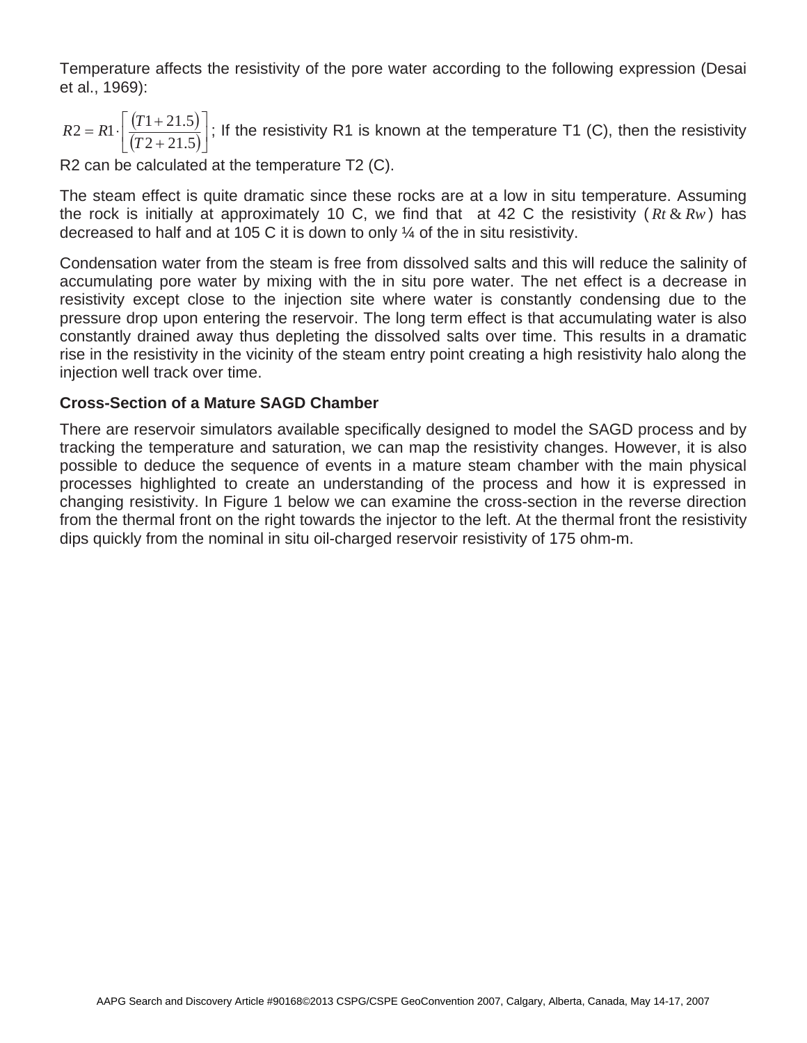Temperature affects the resistivity of the pore water according to the following expression (Desai et al., 1969):

$R2 = R1 \cdot \left[ \frac{(T1 + 21.5)}{(T2 + 21.5)} \right]$; If the resistivity R1 is known at the temperature T1 (C), then the resistivity R2 can be calculated at the temperature T2 (C).

The steam effect is quite dramatic since these rocks are at a low in situ temperature. Assuming the rock is initially at approximately 10 C, we find that at 42 C the resistivity ($Rt$ & $Rw$) has decreased to half and at 105 C it is down to only ¼ of the in situ resistivity.

Condensation water from the steam is free from dissolved salts and this will reduce the salinity of accumulating pore water by mixing with the in situ pore water. The net effect is a decrease in resistivity except close to the injection site where water is constantly condensing due to the pressure drop upon entering the reservoir. The long term effect is that accumulating water is also constantly drained away thus depleting the dissolved salts over time. This results in a dramatic rise in the resistivity in the vicinity of the steam entry point creating a high resistivity halo along the injection well track over time.

### Cross-Section of a Mature SAGD Chamber

There are reservoir simulators available specifically designed to model the SAGD process and by tracking the temperature and saturation, we can map the resistivity changes. However, it is also possible to deduce the sequence of events in a mature steam chamber with the main physical processes highlighted to create an understanding of the process and how it is expressed in changing resistivity. In Figure 1 below we can examine the cross-section in the reverse direction from the thermal front on the right towards the injector to the left. At the thermal front the resistivity dips quickly from the nominal in situ oil-charged reservoir resistivity of 175 ohm-m.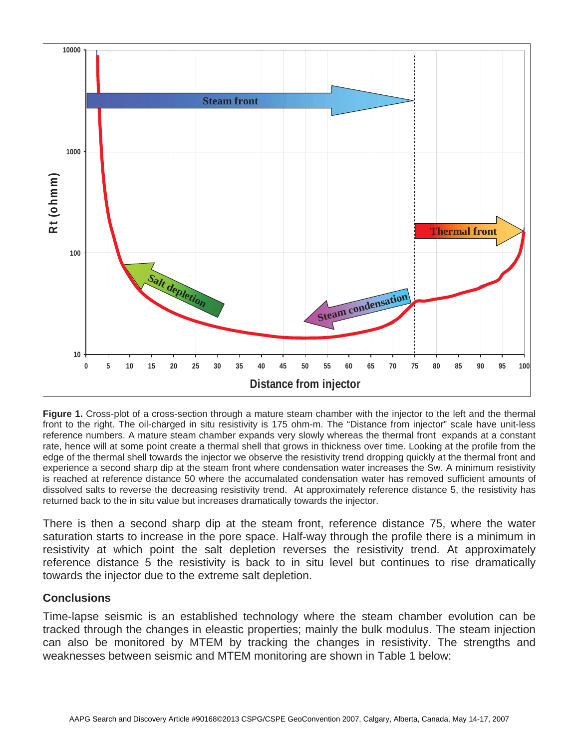**Figure 1.** Cross-plot of a cross-section through a mature steam chamber with the injector to the left and the thermal front to the right. The oil-charged in situ resistivity is 175 ohm-m. The "Distance from injector" scale have unit-less reference numbers. A mature steam chamber expands very slowly whereas the thermal front expands at a constant rate, hence will at some point create a thermal shell that grows in thickness over time. Looking at the profile from the edge of the thermal shell towards the injector we observe the resistivity trend dropping quickly at the thermal front and experience a second sharp dip at the steam front where condensation water increases the Sw. A minimum resistivity is reached at reference distance 50 where the accumalated condensation water has removed sufficient amounts of dissolved salts to reverse the decreasing resistivity trend. At approximately reference distance 5, the resistivity has returned back to the in situ value but increases dramatically towards the injector.

There is then a second sharp dip at the steam front, reference distance 75, where the water saturation starts to increase in the pore space. Half-way through the profile there is a minimum in resistivity at which point the salt depletion reverses the resistivity trend. At approximately reference distance 5 the resistivity is back to in situ level but continues to rise dramatically towards the injector due to the extreme salt depletion.

## Conclusions

Time-lapse seismic is an established technology where the steam chamber evolution can be tracked through the changes in eleastic properties; mainly the bulk modulus. The steam injection can also be monitored by MTEM by tracking the changes in resistivity. The strengths and weaknesses between seismic and MTEM monitoring are shown in Table 1 below: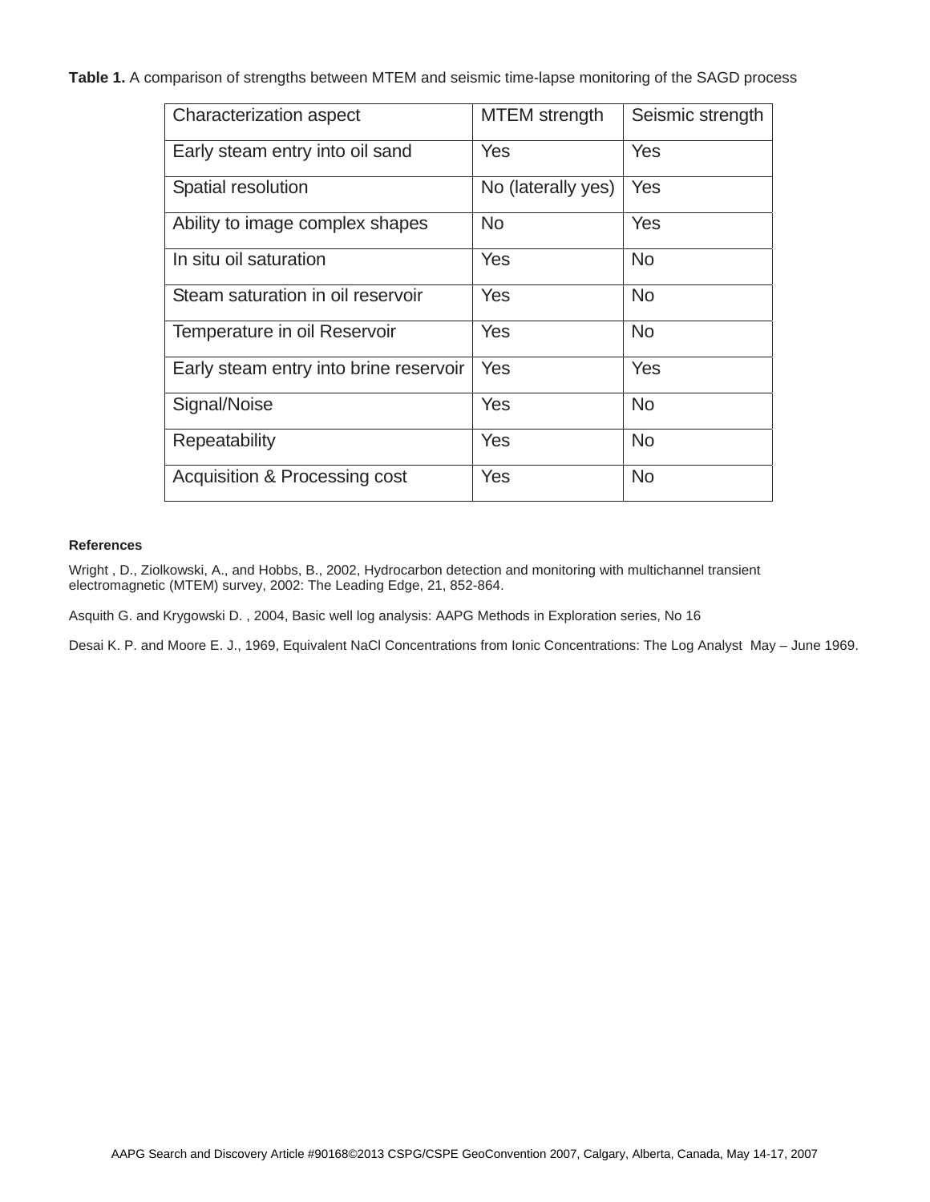**Table 1.** A comparison of strengths between MTEM and seismic time-lapse monitoring of the SAGD process

| Characterization aspect | MTEM strength | Seismic strength |
|---|---|---|
| Early steam entry into oil sand | Yes | Yes |
| Spatial resolution | No (laterally yes) | Yes |
| Ability to image complex shapes | No | Yes |
| In situ oil saturation | Yes | No |
| Steam saturation in oil reservoir | Yes | No |
| Temperature in oil Reservoir | Yes | No |
| Early steam entry into brine reservoir | Yes | Yes |
| Signal/Noise | Yes | No |
| Repeatability | Yes | No |
| Acquisition & Processing cost | Yes | No |

**References**

Wright , D., Ziolkowski, A., and Hobbs, B., 2002, Hydrocarbon detection and monitoring with multichannel transient electromagnetic (MTEM) survey, 2002: The Leading Edge, 21, 852-864.

Asquith G. and Krygowski D. , 2004, Basic well log analysis: AAPG Methods in Exploration series, No 16

Desai K. P. and Moore E. J., 1969, Equivalent NaCl Concentrations from Ionic Concentrations: The Log Analyst May – June 1969.